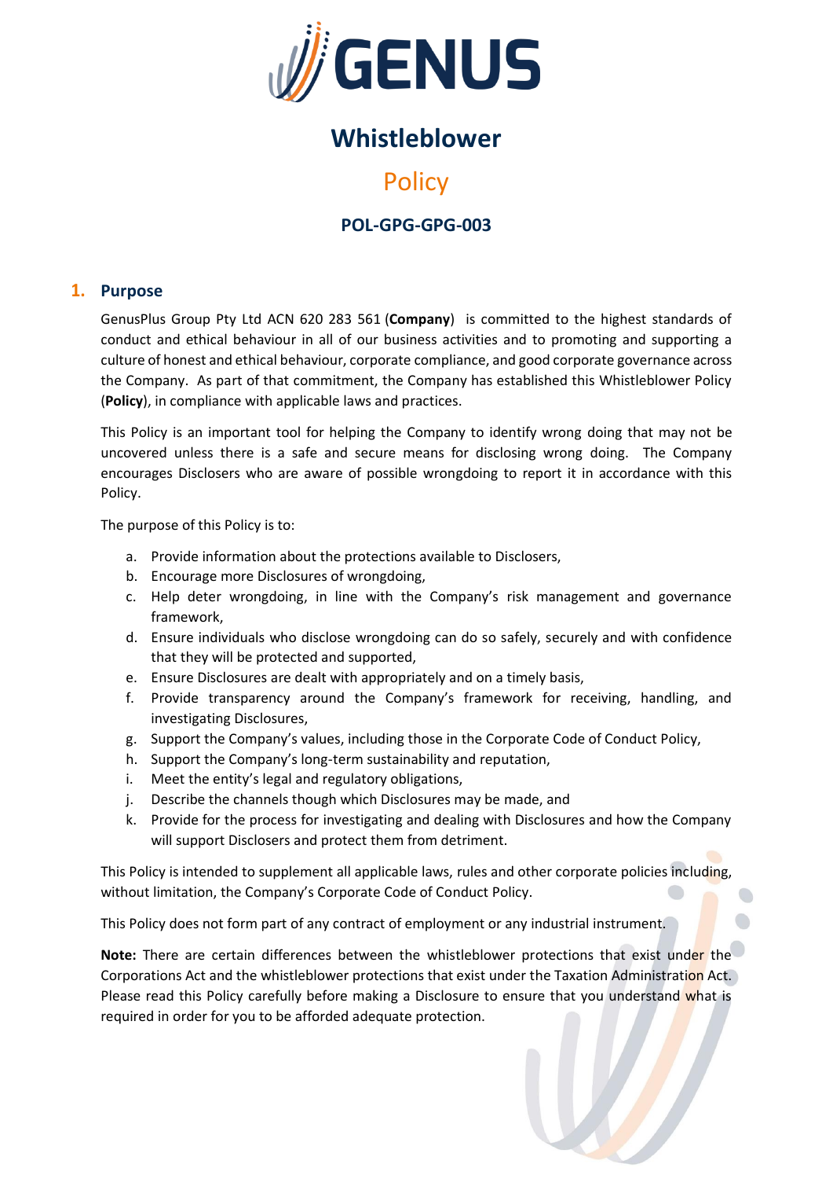# Whistleblower

# Policy

## POL-GPG-GPG-003

## 1. Purpose

GenusPlus Group Pty Ltd ACN 620 283 561 (**Company**) is committed to the highest standards of conduct and ethical behaviour in all of our business activities and to promoting and supporting a culture of honest and ethical behaviour, corporate compliance, and good corporate governance across the Company. As part of that commitment, the Company has established this Whistleblower Policy (**Policy**), in compliance with applicable laws and practices.

This Policy is an important tool for helping the Company to identify wrong doing that may not be uncovered unless there is a safe and secure means for disclosing wrong doing. The Company encourages Disclosers who are aware of possible wrongdoing to report it in accordance with this Policy.

The purpose of this Policy is to:

a. Provide information about the protections available to Disclosers,
b. Encourage more Disclosures of wrongdoing,
c. Help deter wrongdoing, in line with the Company's risk management and governance framework,
d. Ensure individuals who disclose wrongdoing can do so safely, securely and with confidence that they will be protected and supported,
e. Ensure Disclosures are dealt with appropriately and on a timely basis,
f. Provide transparency around the Company's framework for receiving, handling, and investigating Disclosures,
g. Support the Company's values, including those in the Corporate Code of Conduct Policy,
h. Support the Company's long-term sustainability and reputation,
i. Meet the entity's legal and regulatory obligations,
j. Describe the channels though which Disclosures may be made, and
k. Provide for the process for investigating and dealing with Disclosures and how the Company will support Disclosers and protect them from detriment.

This Policy is intended to supplement all applicable laws, rules and other corporate policies including, without limitation, the Company's Corporate Code of Conduct Policy.

This Policy does not form part of any contract of employment or any industrial instrument.

**Note:** There are certain differences between the whistleblower protections that exist under the Corporations Act and the whistleblower protections that exist under the Taxation Administration Act. Please read this Policy carefully before making a Disclosure to ensure that you understand what is required in order for you to be afforded adequate protection.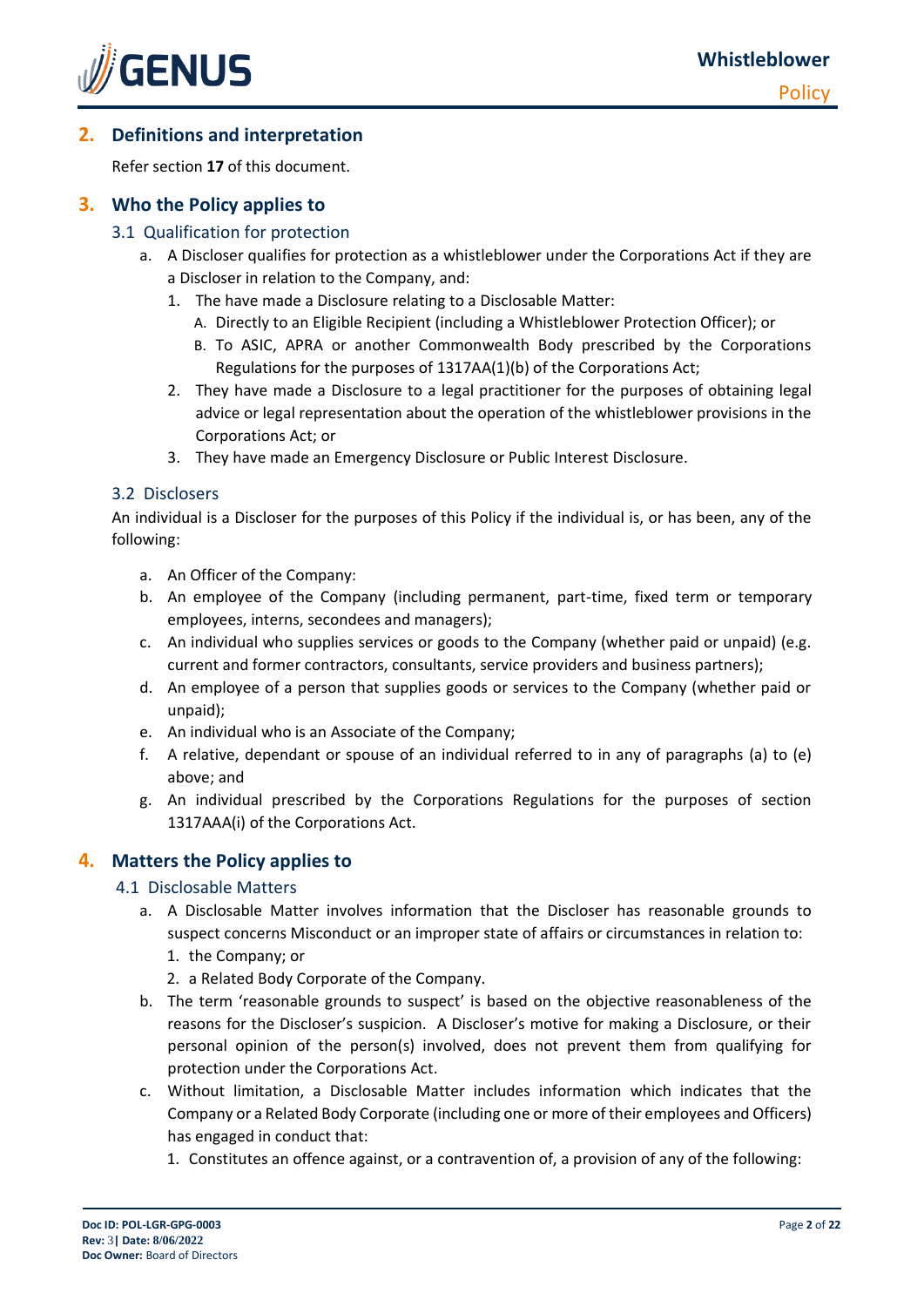## 2. Definitions and interpretation

Refer section **17** of this document.

## 3. Who the Policy applies to

### 3.1 Qualification for protection

a. A Discloser qualifies for protection as a whistleblower under the Corporations Act if they are a Discloser in relation to the Company, and:

   1. The have made a Disclosure relating to a Disclosable Matter:

      A. Directly to an Eligible Recipient (including a Whistleblower Protection Officer); or

      B. To ASIC, APRA or another Commonwealth Body prescribed by the Corporations Regulations for the purposes of 1317AA(1)(b) of the Corporations Act;

   2. They have made a Disclosure to a legal practitioner for the purposes of obtaining legal advice or legal representation about the operation of the whistleblower provisions in the Corporations Act; or

   3. They have made an Emergency Disclosure or Public Interest Disclosure.

### 3.2 Disclosers

An individual is a Discloser for the purposes of this Policy if the individual is, or has been, any of the following:

a. An Officer of the Company:

b. An employee of the Company (including permanent, part-time, fixed term or temporary employees, interns, secondees and managers);

c. An individual who supplies services or goods to the Company (whether paid or unpaid) (e.g. current and former contractors, consultants, service providers and business partners);

d. An employee of a person that supplies goods or services to the Company (whether paid or unpaid);

e. An individual who is an Associate of the Company;

f. A relative, dependant or spouse of an individual referred to in any of paragraphs (a) to (e) above; and

g. An individual prescribed by the Corporations Regulations for the purposes of section 1317AAA(i) of the Corporations Act.

## 4. Matters the Policy applies to

### 4.1 Disclosable Matters

a. A Disclosable Matter involves information that the Discloser has reasonable grounds to suspect concerns Misconduct or an improper state of affairs or circumstances in relation to:

   1. the Company; or

   2. a Related Body Corporate of the Company.

b. The term 'reasonable grounds to suspect' is based on the objective reasonableness of the reasons for the Discloser's suspicion. A Discloser's motive for making a Disclosure, or their personal opinion of the person(s) involved, does not prevent them from qualifying for protection under the Corporations Act.

c. Without limitation, a Disclosable Matter includes information which indicates that the Company or a Related Body Corporate (including one or more of their employees and Officers) has engaged in conduct that:

   1. Constitutes an offence against, or a contravention of, a provision of any of the following: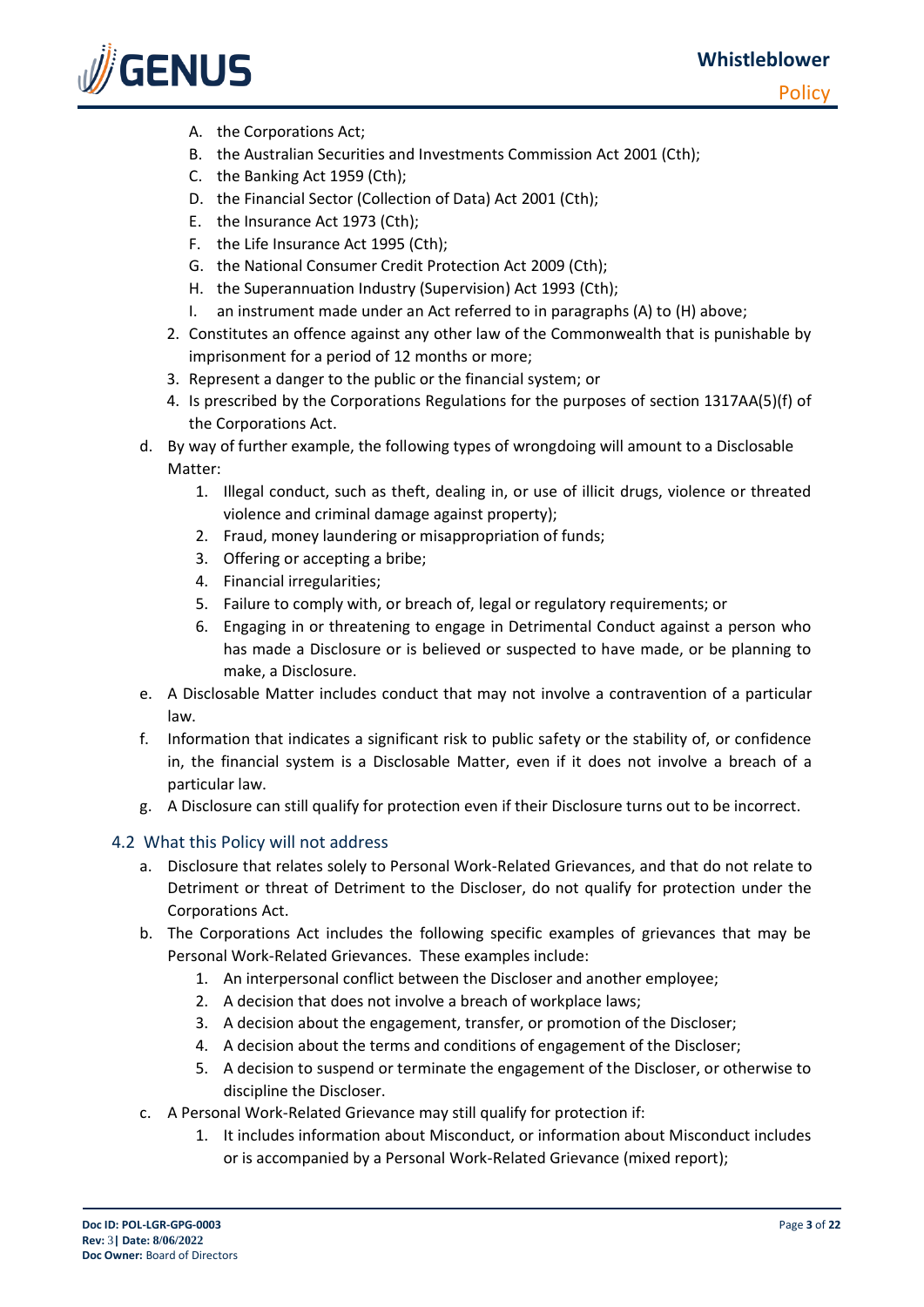- A. the Corporations Act;
   - B. the Australian Securities and Investments Commission Act 2001 (Cth);
   - C. the Banking Act 1959 (Cth);
   - D. the Financial Sector (Collection of Data) Act 2001 (Cth);
   - E. the Insurance Act 1973 (Cth);
   - F. the Life Insurance Act 1995 (Cth);
   - G. the National Consumer Credit Protection Act 2009 (Cth);
   - H. the Superannuation Industry (Supervision) Act 1993 (Cth);
   - I. an instrument made under an Act referred to in paragraphs (A) to (H) above;
  2. Constitutes an offence against any other law of the Commonwealth that is punishable by imprisonment for a period of 12 months or more;
  3. Represent a danger to the public or the financial system; or
  4. Is prescribed by the Corporations Regulations for the purposes of section 1317AA(5)(f) of the Corporations Act.

d. By way of further example, the following types of wrongdoing will amount to a Disclosable Matter:
   1. Illegal conduct, such as theft, dealing in, or use of illicit drugs, violence or threated violence and criminal damage against property);
   2. Fraud, money laundering or misappropriation of funds;
   3. Offering or accepting a bribe;
   4. Financial irregularities;
   5. Failure to comply with, or breach of, legal or regulatory requirements; or
   6. Engaging in or threatening to engage in Detrimental Conduct against a person who has made a Disclosure or is believed or suspected to have made, or be planning to make, a Disclosure.

e. A Disclosable Matter includes conduct that may not involve a contravention of a particular law.

f. Information that indicates a significant risk to public safety or the stability of, or confidence in, the financial system is a Disclosable Matter, even if it does not involve a breach of a particular law.

g. A Disclosure can still qualify for protection even if their Disclosure turns out to be incorrect.

## 4.2 What this Policy will not address

a. Disclosure that relates solely to Personal Work-Related Grievances, and that do not relate to Detriment or threat of Detriment to the Discloser, do not qualify for protection under the Corporations Act.

b. The Corporations Act includes the following specific examples of grievances that may be Personal Work-Related Grievances. These examples include:
   1. An interpersonal conflict between the Discloser and another employee;
   2. A decision that does not involve a breach of workplace laws;
   3. A decision about the engagement, transfer, or promotion of the Discloser;
   4. A decision about the terms and conditions of engagement of the Discloser;
   5. A decision to suspend or terminate the engagement of the Discloser, or otherwise to discipline the Discloser.

c. A Personal Work-Related Grievance may still qualify for protection if:
   1. It includes information about Misconduct, or information about Misconduct includes or is accompanied by a Personal Work-Related Grievance (mixed report);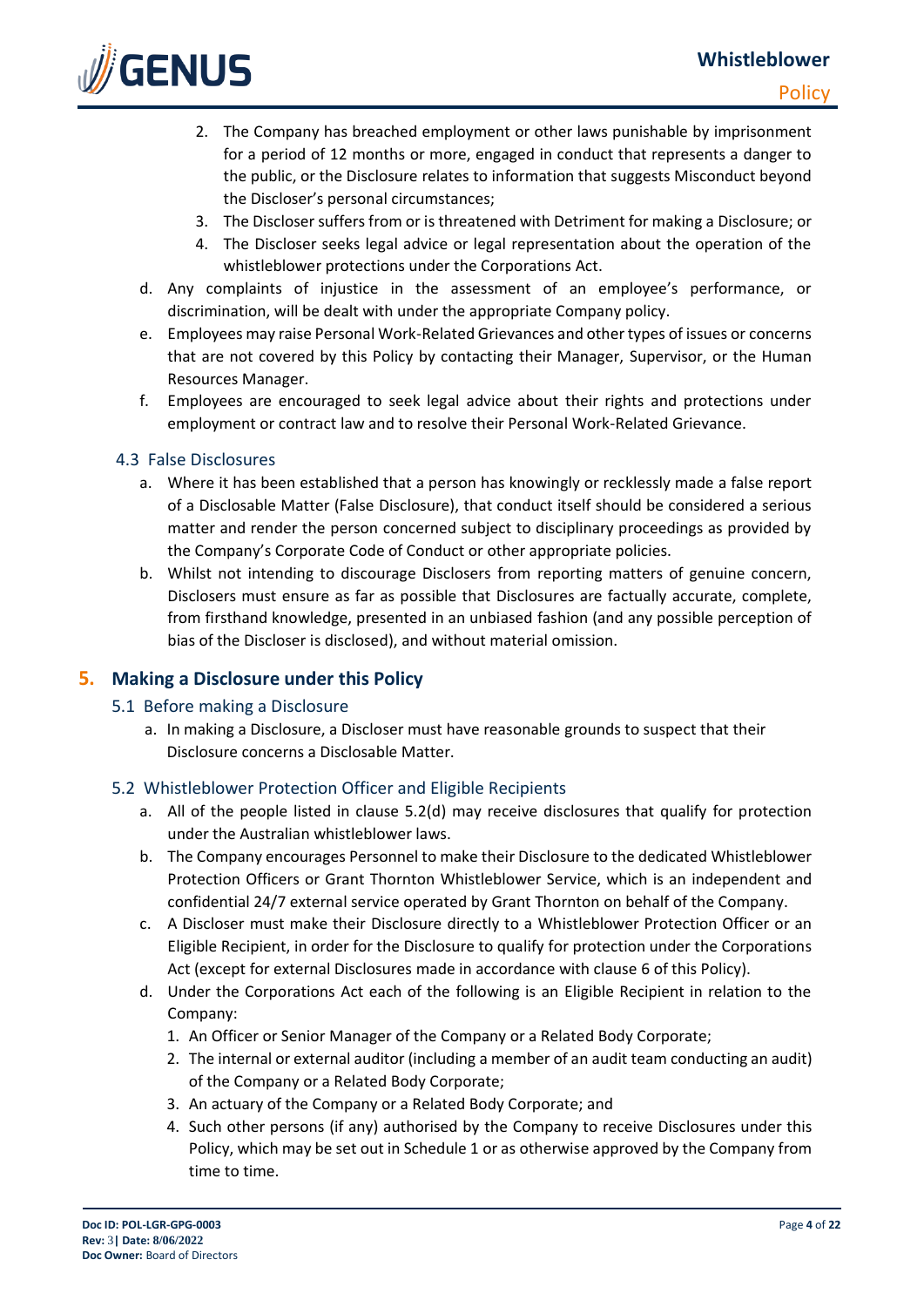2. The Company has breached employment or other laws punishable by imprisonment for a period of 12 months or more, engaged in conduct that represents a danger to the public, or the Disclosure relates to information that suggests Misconduct beyond the Discloser's personal circumstances;
3. The Discloser suffers from or is threatened with Detriment for making a Disclosure; or
4. The Discloser seeks legal advice or legal representation about the operation of the whistleblower protections under the Corporations Act.

d. Any complaints of injustice in the assessment of an employee's performance, or discrimination, will be dealt with under the appropriate Company policy.

e. Employees may raise Personal Work-Related Grievances and other types of issues or concerns that are not covered by this Policy by contacting their Manager, Supervisor, or the Human Resources Manager.

f. Employees are encouraged to seek legal advice about their rights and protections under employment or contract law and to resolve their Personal Work-Related Grievance.

### 4.3 False Disclosures

a. Where it has been established that a person has knowingly or recklessly made a false report of a Disclosable Matter (False Disclosure), that conduct itself should be considered a serious matter and render the person concerned subject to disciplinary proceedings as provided by the Company's Corporate Code of Conduct or other appropriate policies.

b. Whilst not intending to discourage Disclosers from reporting matters of genuine concern, Disclosers must ensure as far as possible that Disclosures are factually accurate, complete, from firsthand knowledge, presented in an unbiased fashion (and any possible perception of bias of the Discloser is disclosed), and without material omission.

## 5. Making a Disclosure under this Policy

### 5.1 Before making a Disclosure

a. In making a Disclosure, a Discloser must have reasonable grounds to suspect that their Disclosure concerns a Disclosable Matter.

### 5.2 Whistleblower Protection Officer and Eligible Recipients

a. All of the people listed in clause 5.2(d) may receive disclosures that qualify for protection under the Australian whistleblower laws.

b. The Company encourages Personnel to make their Disclosure to the dedicated Whistleblower Protection Officers or Grant Thornton Whistleblower Service, which is an independent and confidential 24/7 external service operated by Grant Thornton on behalf of the Company.

c. A Discloser must make their Disclosure directly to a Whistleblower Protection Officer or an Eligible Recipient, in order for the Disclosure to qualify for protection under the Corporations Act (except for external Disclosures made in accordance with clause 6 of this Policy).

d. Under the Corporations Act each of the following is an Eligible Recipient in relation to the Company:
1. An Officer or Senior Manager of the Company or a Related Body Corporate;
2. The internal or external auditor (including a member of an audit team conducting an audit) of the Company or a Related Body Corporate;
3. An actuary of the Company or a Related Body Corporate; and
4. Such other persons (if any) authorised by the Company to receive Disclosures under this Policy, which may be set out in Schedule 1 or as otherwise approved by the Company from time to time.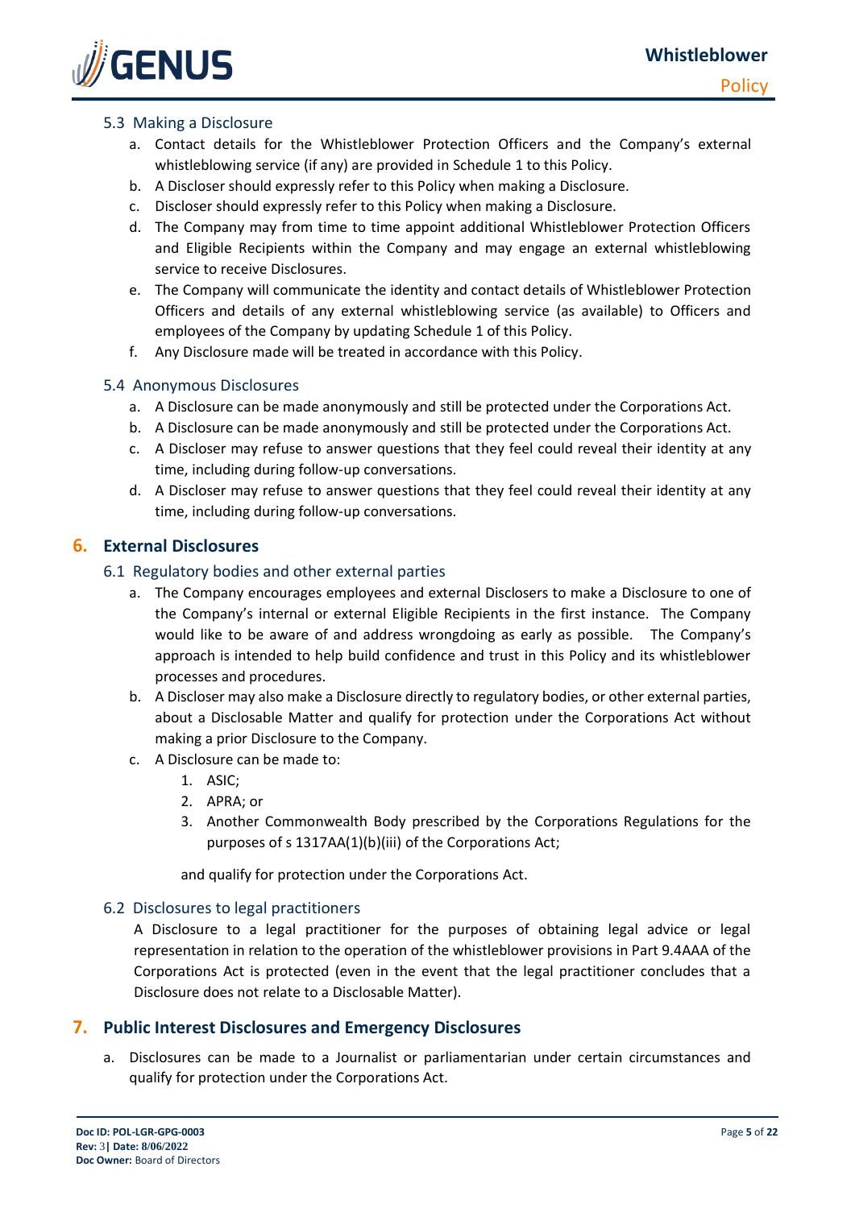### 5.3 Making a Disclosure

a. Contact details for the Whistleblower Protection Officers and the Company's external whistleblowing service (if any) are provided in Schedule 1 to this Policy.
b. A Discloser should expressly refer to this Policy when making a Disclosure.
c. Discloser should expressly refer to this Policy when making a Disclosure.
d. The Company may from time to time appoint additional Whistleblower Protection Officers and Eligible Recipients within the Company and may engage an external whistleblowing service to receive Disclosures.
e. The Company will communicate the identity and contact details of Whistleblower Protection Officers and details of any external whistleblowing service (as available) to Officers and employees of the Company by updating Schedule 1 of this Policy.
f. Any Disclosure made will be treated in accordance with this Policy.

### 5.4 Anonymous Disclosures

a. A Disclosure can be made anonymously and still be protected under the Corporations Act.
b. A Disclosure can be made anonymously and still be protected under the Corporations Act.
c. A Discloser may refuse to answer questions that they feel could reveal their identity at any time, including during follow-up conversations.
d. A Discloser may refuse to answer questions that they feel could reveal their identity at any time, including during follow-up conversations.

## 6. External Disclosures

### 6.1 Regulatory bodies and other external parties

a. The Company encourages employees and external Disclosers to make a Disclosure to one of the Company's internal or external Eligible Recipients in the first instance. The Company would like to be aware of and address wrongdoing as early as possible. The Company's approach is intended to help build confidence and trust in this Policy and its whistleblower processes and procedures.
b. A Discloser may also make a Disclosure directly to regulatory bodies, or other external parties, about a Disclosable Matter and qualify for protection under the Corporations Act without making a prior Disclosure to the Company.
c. A Disclosure can be made to:
    1. ASIC;
    2. APRA; or
    3. Another Commonwealth Body prescribed by the Corporations Regulations for the purposes of s 1317AA(1)(b)(iii) of the Corporations Act;

    and qualify for protection under the Corporations Act.

### 6.2 Disclosures to legal practitioners

A Disclosure to a legal practitioner for the purposes of obtaining legal advice or legal representation in relation to the operation of the whistleblower provisions in Part 9.4AAA of the Corporations Act is protected (even in the event that the legal practitioner concludes that a Disclosure does not relate to a Disclosable Matter).

## 7. Public Interest Disclosures and Emergency Disclosures

a. Disclosures can be made to a Journalist or parliamentarian under certain circumstances and qualify for protection under the Corporations Act.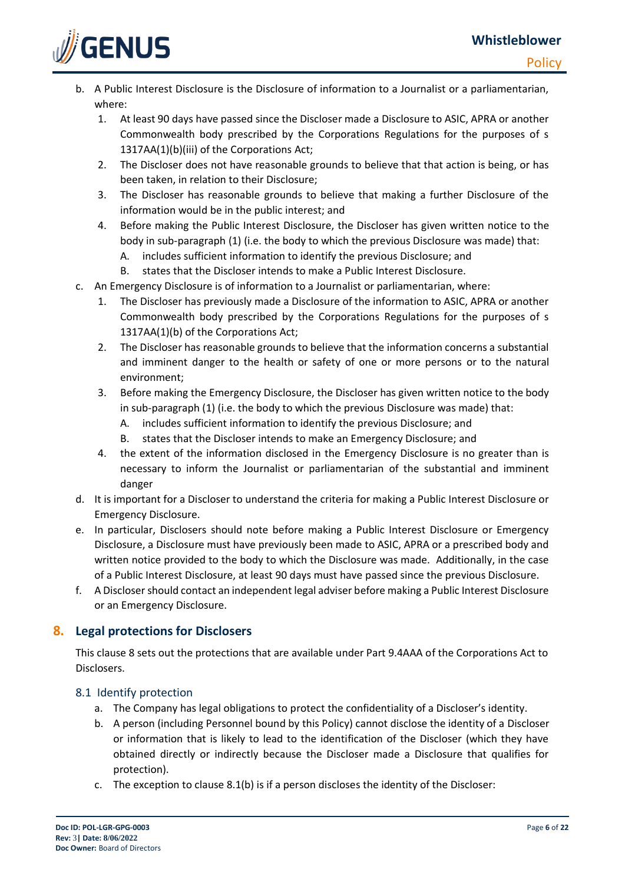b. A Public Interest Disclosure is the Disclosure of information to a Journalist or a parliamentarian, where:
   1. At least 90 days have passed since the Discloser made a Disclosure to ASIC, APRA or another Commonwealth body prescribed by the Corporations Regulations for the purposes of s 1317AA(1)(b)(iii) of the Corporations Act;
   2. The Discloser does not have reasonable grounds to believe that that action is being, or has been taken, in relation to their Disclosure;
   3. The Discloser has reasonable grounds to believe that making a further Disclosure of the information would be in the public interest; and
   4. Before making the Public Interest Disclosure, the Discloser has given written notice to the body in sub-paragraph (1) (i.e. the body to which the previous Disclosure was made) that:
      A. includes sufficient information to identify the previous Disclosure; and
      B. states that the Discloser intends to make a Public Interest Disclosure.

c. An Emergency Disclosure is of information to a Journalist or parliamentarian, where:
   1. The Discloser has previously made a Disclosure of the information to ASIC, APRA or another Commonwealth body prescribed by the Corporations Regulations for the purposes of s 1317AA(1)(b) of the Corporations Act;
   2. The Discloser has reasonable grounds to believe that the information concerns a substantial and imminent danger to the health or safety of one or more persons or to the natural environment;
   3. Before making the Emergency Disclosure, the Discloser has given written notice to the body in sub-paragraph (1) (i.e. the body to which the previous Disclosure was made) that:
      A. includes sufficient information to identify the previous Disclosure; and
      B. states that the Discloser intends to make an Emergency Disclosure; and
   4. the extent of the information disclosed in the Emergency Disclosure is no greater than is necessary to inform the Journalist or parliamentarian of the substantial and imminent danger

d. It is important for a Discloser to understand the criteria for making a Public Interest Disclosure or Emergency Disclosure.

e. In particular, Disclosers should note before making a Public Interest Disclosure or Emergency Disclosure, a Disclosure must have previously been made to ASIC, APRA or a prescribed body and written notice provided to the body to which the Disclosure was made. Additionally, in the case of a Public Interest Disclosure, at least 90 days must have passed since the previous Disclosure.

f. A Discloser should contact an independent legal adviser before making a Public Interest Disclosure or an Emergency Disclosure.

## 8. Legal protections for Disclosers

This clause 8 sets out the protections that are available under Part 9.4AAA of the Corporations Act to Disclosers.

### 8.1 Identify protection

a. The Company has legal obligations to protect the confidentiality of a Discloser's identity.

b. A person (including Personnel bound by this Policy) cannot disclose the identity of a Discloser or information that is likely to lead to the identification of the Discloser (which they have obtained directly or indirectly because the Discloser made a Disclosure that qualifies for protection).

c. The exception to clause 8.1(b) is if a person discloses the identity of the Discloser: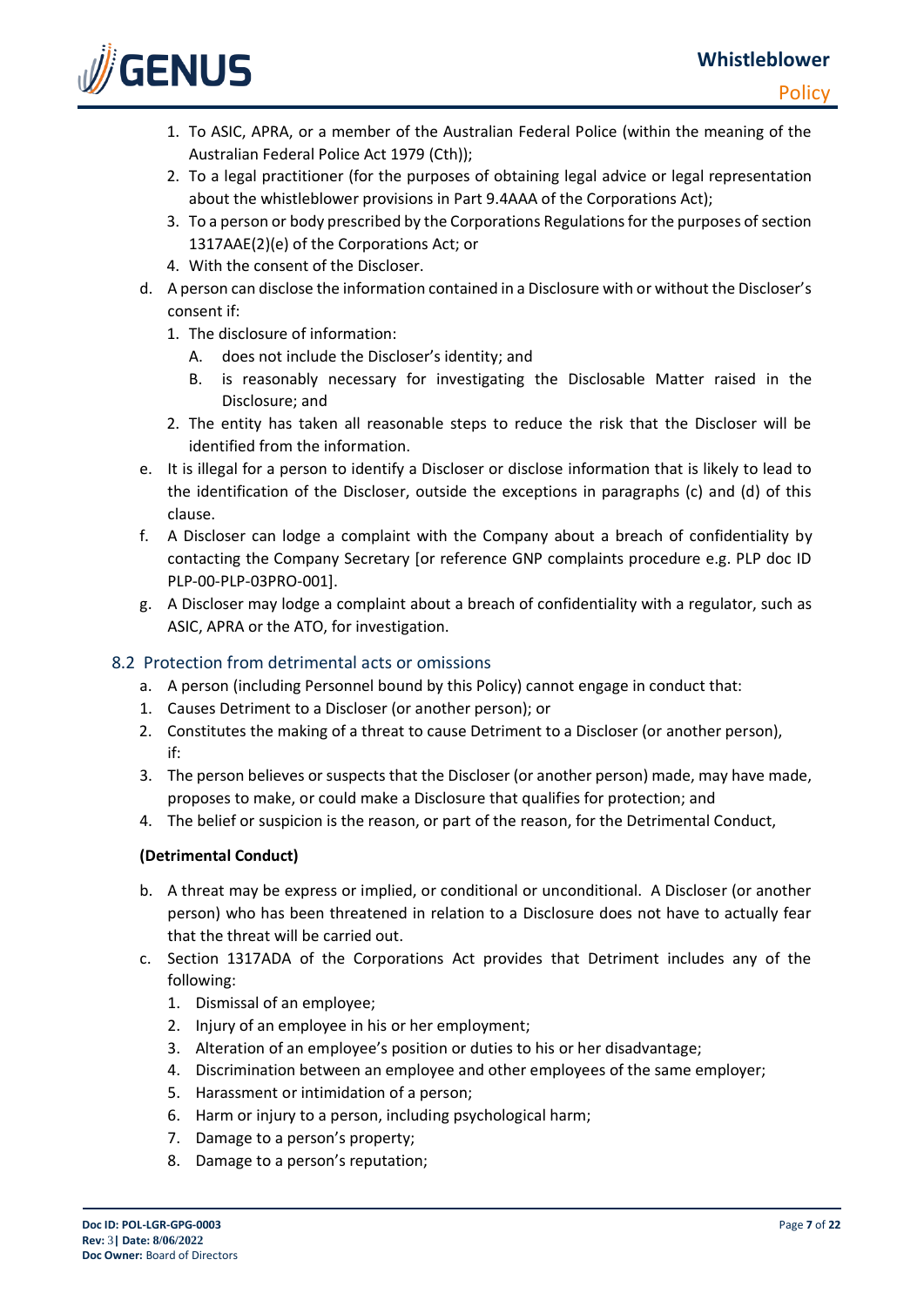1. To ASIC, APRA, or a member of the Australian Federal Police (within the meaning of the Australian Federal Police Act 1979 (Cth));
2. To a legal practitioner (for the purposes of obtaining legal advice or legal representation about the whistleblower provisions in Part 9.4AAA of the Corporations Act);
3. To a person or body prescribed by the Corporations Regulations for the purposes of section 1317AAE(2)(e) of the Corporations Act; or
4. With the consent of the Discloser.

d. A person can disclose the information contained in a Disclosure with or without the Discloser's consent if:
   1. The disclosure of information:
      A. does not include the Discloser's identity; and
      B. is reasonably necessary for investigating the Disclosable Matter raised in the Disclosure; and
   2. The entity has taken all reasonable steps to reduce the risk that the Discloser will be identified from the information.

e. It is illegal for a person to identify a Discloser or disclose information that is likely to lead to the identification of the Discloser, outside the exceptions in paragraphs (c) and (d) of this clause.

f. A Discloser can lodge a complaint with the Company about a breach of confidentiality by contacting the Company Secretary [or reference GNP complaints procedure e.g. PLP doc ID PLP-00-PLP-03PRO-001].

g. A Discloser may lodge a complaint about a breach of confidentiality with a regulator, such as ASIC, APRA or the ATO, for investigation.

## 8.2 Protection from detrimental acts or omissions

a. A person (including Personnel bound by this Policy) cannot engage in conduct that:

1. Causes Detriment to a Discloser (or another person); or
2. Constitutes the making of a threat to cause Detriment to a Discloser (or another person), if:
3. The person believes or suspects that the Discloser (or another person) made, may have made, proposes to make, or could make a Disclosure that qualifies for protection; and
4. The belief or suspicion is the reason, or part of the reason, for the Detrimental Conduct,

**(Detrimental Conduct)**

b. A threat may be express or implied, or conditional or unconditional. A Discloser (or another person) who has been threatened in relation to a Disclosure does not have to actually fear that the threat will be carried out.

c. Section 1317ADA of the Corporations Act provides that Detriment includes any of the following:
   1. Dismissal of an employee;
   2. Injury of an employee in his or her employment;
   3. Alteration of an employee's position or duties to his or her disadvantage;
   4. Discrimination between an employee and other employees of the same employer;
   5. Harassment or intimidation of a person;
   6. Harm or injury to a person, including psychological harm;
   7. Damage to a person's property;
   8. Damage to a person's reputation;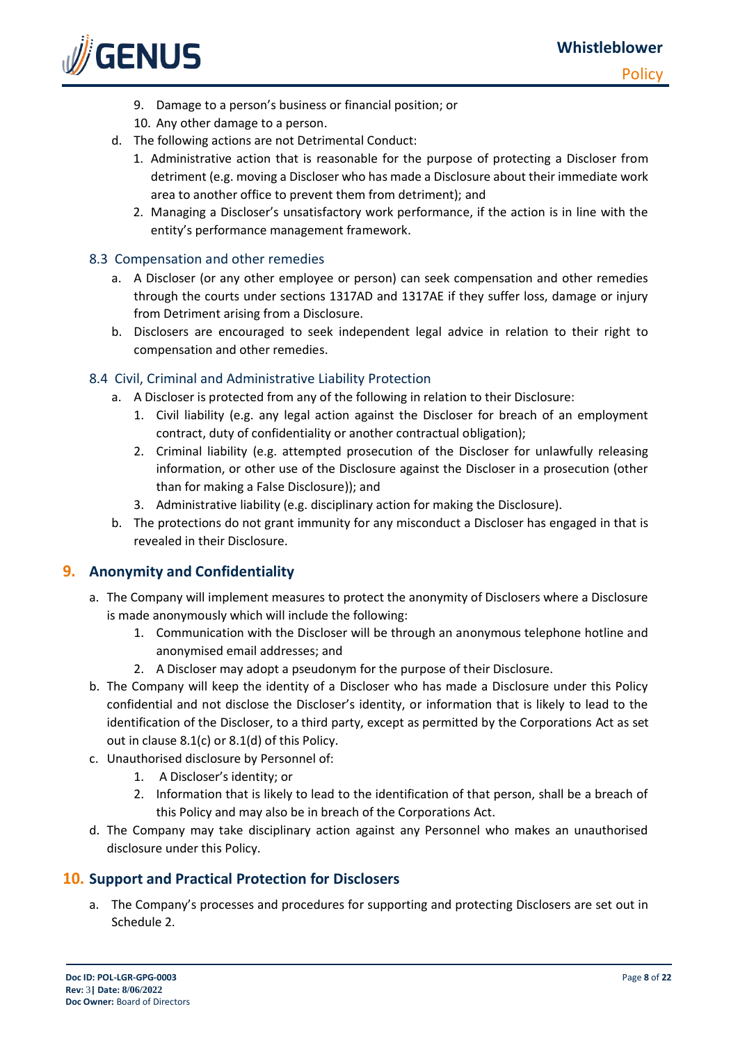9. Damage to a person's business or financial position; or
10. Any other damage to a person.

d. The following actions are not Detrimental Conduct:
   1. Administrative action that is reasonable for the purpose of protecting a Discloser from detriment (e.g. moving a Discloser who has made a Disclosure about their immediate work area to another office to prevent them from detriment); and
   2. Managing a Discloser's unsatisfactory work performance, if the action is in line with the entity's performance management framework.

### 8.3 Compensation and other remedies

a. A Discloser (or any other employee or person) can seek compensation and other remedies through the courts under sections 1317AD and 1317AE if they suffer loss, damage or injury from Detriment arising from a Disclosure.

b. Disclosers are encouraged to seek independent legal advice in relation to their right to compensation and other remedies.

### 8.4 Civil, Criminal and Administrative Liability Protection

a. A Discloser is protected from any of the following in relation to their Disclosure:
   1. Civil liability (e.g. any legal action against the Discloser for breach of an employment contract, duty of confidentiality or another contractual obligation);
   2. Criminal liability (e.g. attempted prosecution of the Discloser for unlawfully releasing information, or other use of the Disclosure against the Discloser in a prosecution (other than for making a False Disclosure)); and
   3. Administrative liability (e.g. disciplinary action for making the Disclosure).

b. The protections do not grant immunity for any misconduct a Discloser has engaged in that is revealed in their Disclosure.

## 9. Anonymity and Confidentiality

a. The Company will implement measures to protect the anonymity of Disclosers where a Disclosure is made anonymously which will include the following:
   1. Communication with the Discloser will be through an anonymous telephone hotline and anonymised email addresses; and
   2. A Discloser may adopt a pseudonym for the purpose of their Disclosure.

b. The Company will keep the identity of a Discloser who has made a Disclosure under this Policy confidential and not disclose the Discloser's identity, or information that is likely to lead to the identification of the Discloser, to a third party, except as permitted by the Corporations Act as set out in clause 8.1(c) or 8.1(d) of this Policy.

c. Unauthorised disclosure by Personnel of:
   1. A Discloser's identity; or
   2. Information that is likely to lead to the identification of that person, shall be a breach of this Policy and may also be in breach of the Corporations Act.

d. The Company may take disciplinary action against any Personnel who makes an unauthorised disclosure under this Policy.

## 10. Support and Practical Protection for Disclosers

a. The Company's processes and procedures for supporting and protecting Disclosers are set out in Schedule 2.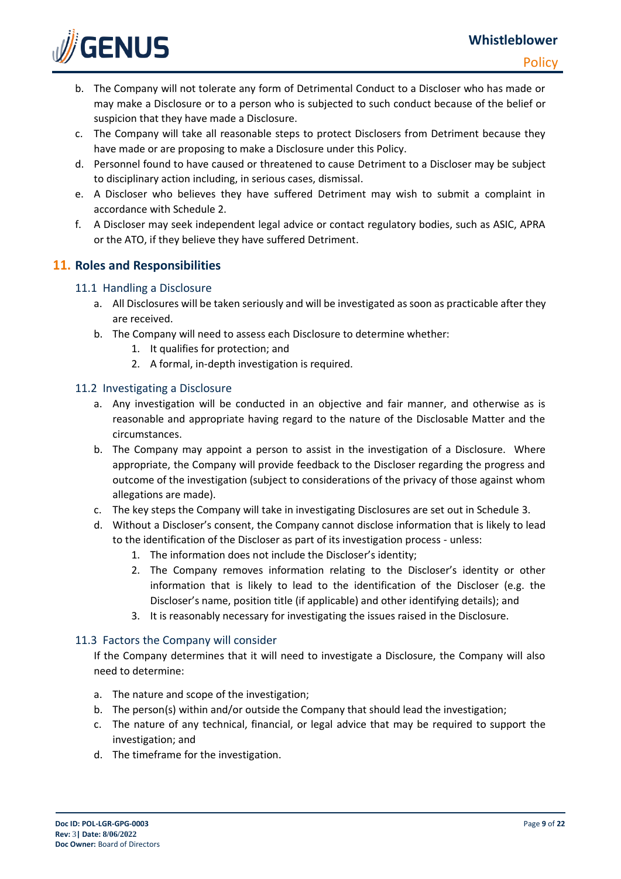b. The Company will not tolerate any form of Detrimental Conduct to a Discloser who has made or may make a Disclosure or to a person who is subjected to such conduct because of the belief or suspicion that they have made a Disclosure.
c. The Company will take all reasonable steps to protect Disclosers from Detriment because they have made or are proposing to make a Disclosure under this Policy.
d. Personnel found to have caused or threatened to cause Detriment to a Discloser may be subject to disciplinary action including, in serious cases, dismissal.
e. A Discloser who believes they have suffered Detriment may wish to submit a complaint in accordance with Schedule 2.
f. A Discloser may seek independent legal advice or contact regulatory bodies, such as ASIC, APRA or the ATO, if they believe they have suffered Detriment.

## 11. Roles and Responsibilities

### 11.1 Handling a Disclosure

a. All Disclosures will be taken seriously and will be investigated as soon as practicable after they are received.
b. The Company will need to assess each Disclosure to determine whether:
   1. It qualifies for protection; and
   2. A formal, in-depth investigation is required.

### 11.2 Investigating a Disclosure

a. Any investigation will be conducted in an objective and fair manner, and otherwise as is reasonable and appropriate having regard to the nature of the Disclosable Matter and the circumstances.
b. The Company may appoint a person to assist in the investigation of a Disclosure. Where appropriate, the Company will provide feedback to the Discloser regarding the progress and outcome of the investigation (subject to considerations of the privacy of those against whom allegations are made).
c. The key steps the Company will take in investigating Disclosures are set out in Schedule 3.
d. Without a Discloser's consent, the Company cannot disclose information that is likely to lead to the identification of the Discloser as part of its investigation process - unless:
   1. The information does not include the Discloser's identity;
   2. The Company removes information relating to the Discloser's identity or other information that is likely to lead to the identification of the Discloser (e.g. the Discloser's name, position title (if applicable) and other identifying details); and
   3. It is reasonably necessary for investigating the issues raised in the Disclosure.

### 11.3 Factors the Company will consider

If the Company determines that it will need to investigate a Disclosure, the Company will also need to determine:

a. The nature and scope of the investigation;
b. The person(s) within and/or outside the Company that should lead the investigation;
c. The nature of any technical, financial, or legal advice that may be required to support the investigation; and
d. The timeframe for the investigation.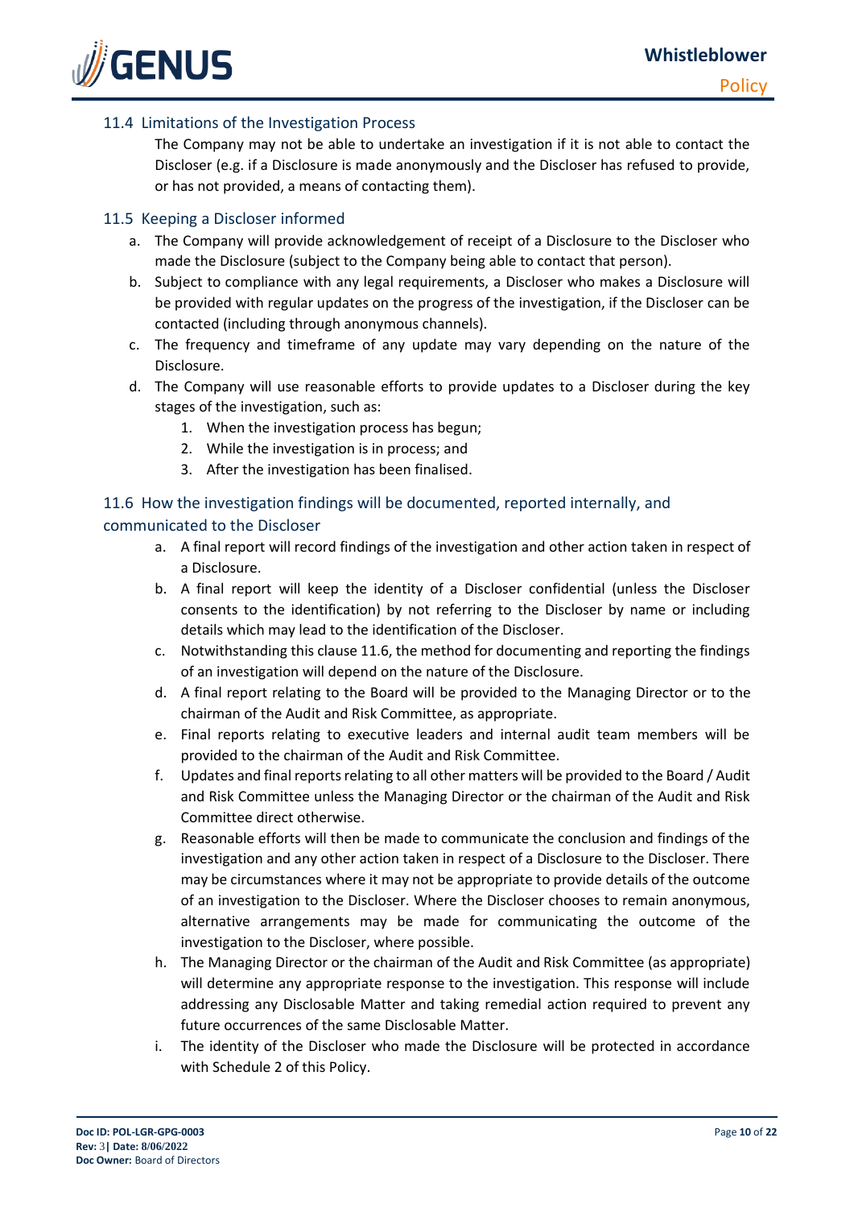### 11.4 Limitations of the Investigation Process

The Company may not be able to undertake an investigation if it is not able to contact the Discloser (e.g. if a Disclosure is made anonymously and the Discloser has refused to provide, or has not provided, a means of contacting them).

### 11.5 Keeping a Discloser informed

a. The Company will provide acknowledgement of receipt of a Disclosure to the Discloser who made the Disclosure (subject to the Company being able to contact that person).

b. Subject to compliance with any legal requirements, a Discloser who makes a Disclosure will be provided with regular updates on the progress of the investigation, if the Discloser can be contacted (including through anonymous channels).

c. The frequency and timeframe of any update may vary depending on the nature of the Disclosure.

d. The Company will use reasonable efforts to provide updates to a Discloser during the key stages of the investigation, such as:
   1. When the investigation process has begun;
   2. While the investigation is in process; and
   3. After the investigation has been finalised.

### 11.6 How the investigation findings will be documented, reported internally, and communicated to the Discloser

a. A final report will record findings of the investigation and other action taken in respect of a Disclosure.

b. A final report will keep the identity of a Discloser confidential (unless the Discloser consents to the identification) by not referring to the Discloser by name or including details which may lead to the identification of the Discloser.

c. Notwithstanding this clause 11.6, the method for documenting and reporting the findings of an investigation will depend on the nature of the Disclosure.

d. A final report relating to the Board will be provided to the Managing Director or to the chairman of the Audit and Risk Committee, as appropriate.

e. Final reports relating to executive leaders and internal audit team members will be provided to the chairman of the Audit and Risk Committee.

f. Updates and final reports relating to all other matters will be provided to the Board / Audit and Risk Committee unless the Managing Director or the chairman of the Audit and Risk Committee direct otherwise.

g. Reasonable efforts will then be made to communicate the conclusion and findings of the investigation and any other action taken in respect of a Disclosure to the Discloser. There may be circumstances where it may not be appropriate to provide details of the outcome of an investigation to the Discloser. Where the Discloser chooses to remain anonymous, alternative arrangements may be made for communicating the outcome of the investigation to the Discloser, where possible.

h. The Managing Director or the chairman of the Audit and Risk Committee (as appropriate) will determine any appropriate response to the investigation. This response will include addressing any Disclosable Matter and taking remedial action required to prevent any future occurrences of the same Disclosable Matter.

i. The identity of the Discloser who made the Disclosure will be protected in accordance with Schedule 2 of this Policy.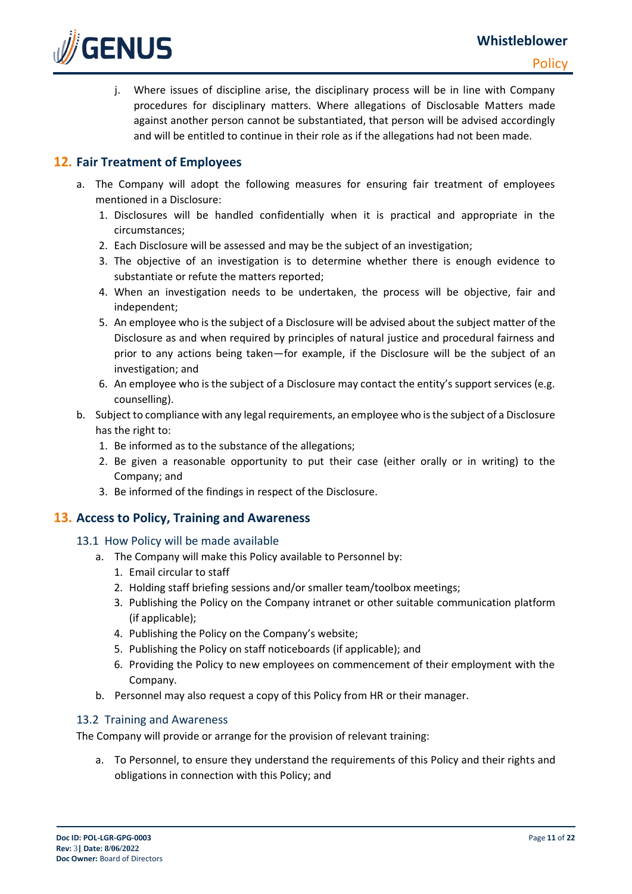j. Where issues of discipline arise, the disciplinary process will be in line with Company procedures for disciplinary matters. Where allegations of Disclosable Matters made against another person cannot be substantiated, that person will be advised accordingly and will be entitled to continue in their role as if the allegations had not been made.

## 12. Fair Treatment of Employees

a. The Company will adopt the following measures for ensuring fair treatment of employees mentioned in a Disclosure:
   1. Disclosures will be handled confidentially when it is practical and appropriate in the circumstances;
   2. Each Disclosure will be assessed and may be the subject of an investigation;
   3. The objective of an investigation is to determine whether there is enough evidence to substantiate or refute the matters reported;
   4. When an investigation needs to be undertaken, the process will be objective, fair and independent;
   5. An employee who is the subject of a Disclosure will be advised about the subject matter of the Disclosure as and when required by principles of natural justice and procedural fairness and prior to any actions being taken—for example, if the Disclosure will be the subject of an investigation; and
   6. An employee who is the subject of a Disclosure may contact the entity's support services (e.g. counselling).

b. Subject to compliance with any legal requirements, an employee who is the subject of a Disclosure has the right to:
   1. Be informed as to the substance of the allegations;
   2. Be given a reasonable opportunity to put their case (either orally or in writing) to the Company; and
   3. Be informed of the findings in respect of the Disclosure.

## 13. Access to Policy, Training and Awareness

### 13.1 How Policy will be made available

a. The Company will make this Policy available to Personnel by:
   1. Email circular to staff
   2. Holding staff briefing sessions and/or smaller team/toolbox meetings;
   3. Publishing the Policy on the Company intranet or other suitable communication platform (if applicable);
   4. Publishing the Policy on the Company's website;
   5. Publishing the Policy on staff noticeboards (if applicable); and
   6. Providing the Policy to new employees on commencement of their employment with the Company.

b. Personnel may also request a copy of this Policy from HR or their manager.

### 13.2 Training and Awareness

The Company will provide or arrange for the provision of relevant training:

a. To Personnel, to ensure they understand the requirements of this Policy and their rights and obligations in connection with this Policy; and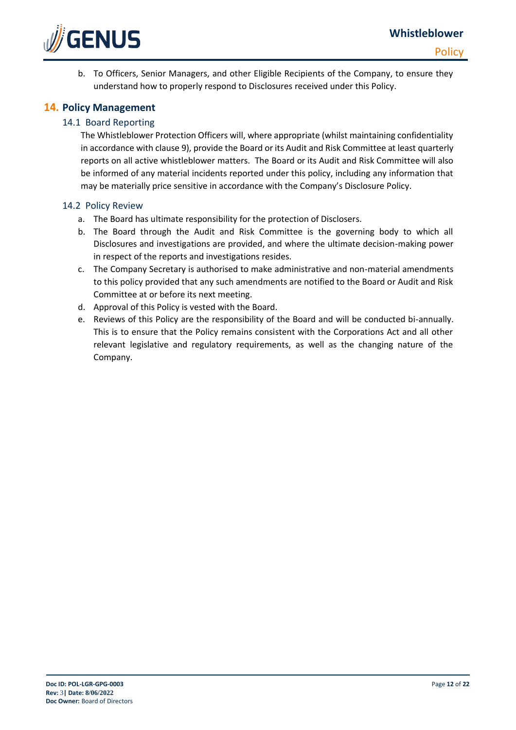b. To Officers, Senior Managers, and other Eligible Recipients of the Company, to ensure they understand how to properly respond to Disclosures received under this Policy.

## 14. Policy Management

### 14.1 Board Reporting

The Whistleblower Protection Officers will, where appropriate (whilst maintaining confidentiality in accordance with clause 9), provide the Board or its Audit and Risk Committee at least quarterly reports on all active whistleblower matters. The Board or its Audit and Risk Committee will also be informed of any material incidents reported under this policy, including any information that may be materially price sensitive in accordance with the Company's Disclosure Policy.

### 14.2 Policy Review

a. The Board has ultimate responsibility for the protection of Disclosers.

b. The Board through the Audit and Risk Committee is the governing body to which all Disclosures and investigations are provided, and where the ultimate decision-making power in respect of the reports and investigations resides.

c. The Company Secretary is authorised to make administrative and non-material amendments to this policy provided that any such amendments are notified to the Board or Audit and Risk Committee at or before its next meeting.

d. Approval of this Policy is vested with the Board.

e. Reviews of this Policy are the responsibility of the Board and will be conducted bi-annually. This is to ensure that the Policy remains consistent with the Corporations Act and all other relevant legislative and regulatory requirements, as well as the changing nature of the Company.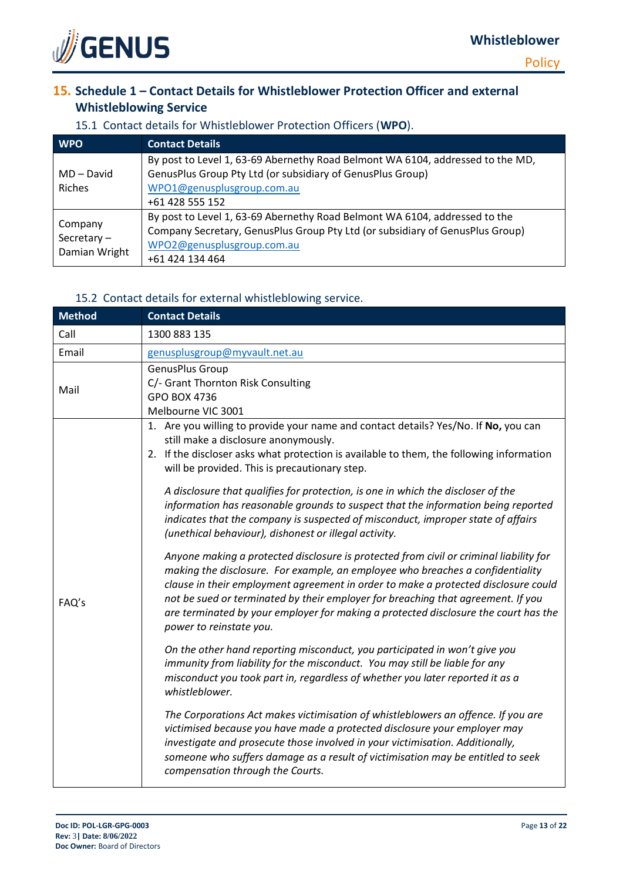## 15. Schedule 1 – Contact Details for Whistleblower Protection Officer and external Whistleblowing Service

### 15.1 Contact details for Whistleblower Protection Officers (**WPO**).

| WPO | Contact Details |
|---|---|
| MD – David Riches | By post to Level 1, 63-69 Abernethy Road Belmont WA 6104, addressed to the MD, GenusPlus Group Pty Ltd (or subsidiary of GenusPlus Group)<br>WPO1@genusplusgroup.com.au<br>+61 428 555 152 |
| Company Secretary – Damian Wright | By post to Level 1, 63-69 Abernethy Road Belmont WA 6104, addressed to the Company Secretary, GenusPlus Group Pty Ltd (or subsidiary of GenusPlus Group)<br>WPO2@genusplusgroup.com.au<br>+61 424 134 464 |

### 15.2 Contact details for external whistleblowing service.

| Method | Contact Details |
|---|---|
| Call | 1300 883 135 |
| Email | genusplusgroup@myvault.net.au |
| Mail | GenusPlus Group<br>C/- Grant Thornton Risk Consulting<br>GPO BOX 4736<br>Melbourne VIC 3001 |
| FAQ's | 1. Are you willing to provide your name and contact details? Yes/No. If **No,** you can still make a disclosure anonymously.<br>2. If the discloser asks what protection is available to them, the following information will be provided. This is precautionary step.<br><br>*A disclosure that qualifies for protection, is one in which the discloser of the information has reasonable grounds to suspect that the information being reported indicates that the company is suspected of misconduct, improper state of affairs (unethical behaviour), dishonest or illegal activity.*<br><br>*Anyone making a protected disclosure is protected from civil or criminal liability for making the disclosure. For example, an employee who breaches a confidentiality clause in their employment agreement in order to make a protected disclosure could not be sued or terminated by their employer for breaching that agreement. If you are terminated by your employer for making a protected disclosure the court has the power to reinstate you.*<br><br>*On the other hand reporting misconduct, you participated in won't give you immunity from liability for the misconduct. You may still be liable for any misconduct you took part in, regardless of whether you later reported it as a whistleblower.*<br><br>*The Corporations Act makes victimisation of whistleblowers an offence. If you are victimised because you have made a protected disclosure your employer may investigate and prosecute those involved in your victimisation. Additionally, someone who suffers damage as a result of victimisation may be entitled to seek compensation through the Courts.* |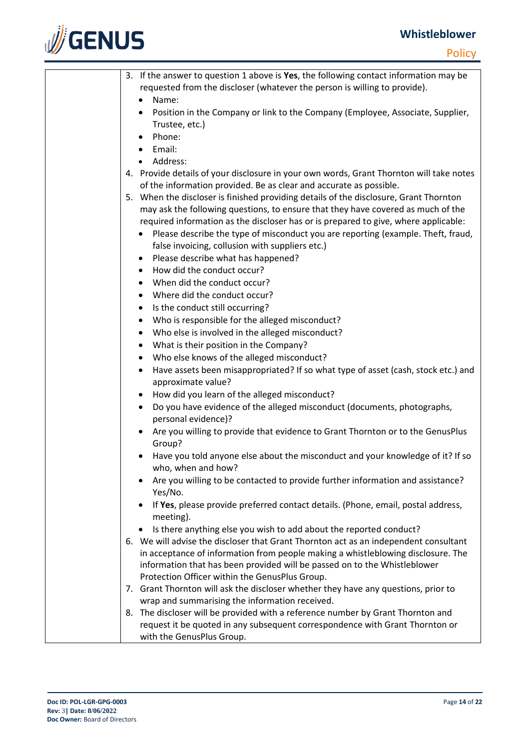| | 3. If the answer to question 1 above is **Yes**, the following contact information may be requested from the discloser (whatever the person is willing to provide).<br>• Name:<br>• Position in the Company or link to the Company (Employee, Associate, Supplier, Trustee, etc.)<br>• Phone:<br>• Email:<br>• Address:<br>4. Provide details of your disclosure in your own words, Grant Thornton will take notes of the information provided. Be as clear and accurate as possible.<br>5. When the discloser is finished providing details of the disclosure, Grant Thornton may ask the following questions, to ensure that they have covered as much of the required information as the discloser has or is prepared to give, where applicable:<br>• Please describe the type of misconduct you are reporting (example. Theft, fraud, false invoicing, collusion with suppliers etc.)<br>• Please describe what has happened?<br>• How did the conduct occur?<br>• When did the conduct occur?<br>• Where did the conduct occur?<br>• Is the conduct still occurring?<br>• Who is responsible for the alleged misconduct?<br>• Who else is involved in the alleged misconduct?<br>• What is their position in the Company?<br>• Who else knows of the alleged misconduct?<br>• Have assets been misappropriated? If so what type of asset (cash, stock etc.) and approximate value?<br>• How did you learn of the alleged misconduct?<br>• Do you have evidence of the alleged misconduct (documents, photographs, personal evidence)?<br>• Are you willing to provide that evidence to Grant Thornton or to the GenusPlus Group?<br>• Have you told anyone else about the misconduct and your knowledge of it? If so who, when and how?<br>• Are you willing to be contacted to provide further information and assistance? Yes/No.<br>• If **Yes**, please provide preferred contact details. (Phone, email, postal address, meeting).<br>• Is there anything else you wish to add about the reported conduct?<br>6. We will advise the discloser that Grant Thornton act as an independent consultant in acceptance of information from people making a whistleblowing disclosure. The information that has been provided will be passed on to the Whistleblower Protection Officer within the GenusPlus Group.<br>7. Grant Thornton will ask the discloser whether they have any questions, prior to wrap and summarising the information received.<br>8. The discloser will be provided with a reference number by Grant Thornton and request it be quoted in any subsequent correspondence with Grant Thornton or with the GenusPlus Group. |
|---|---|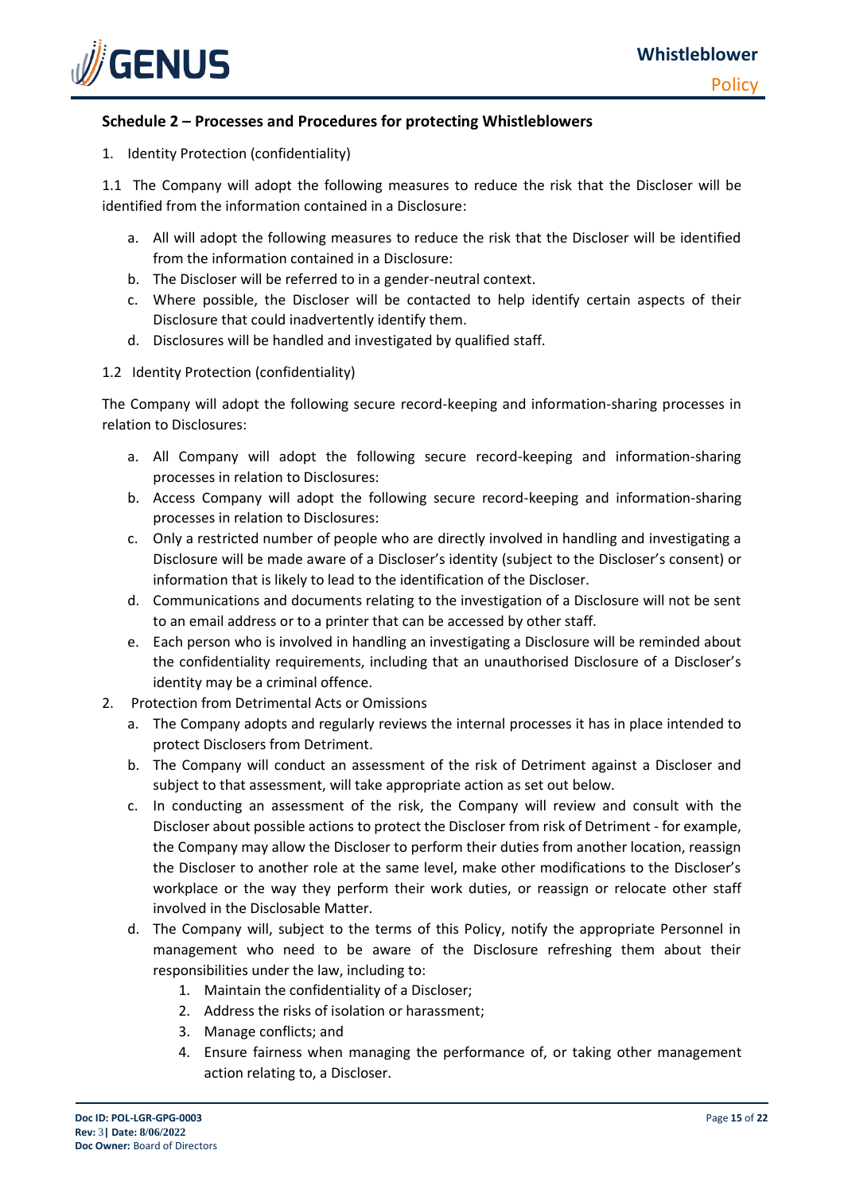### Schedule 2 – Processes and Procedures for protecting Whistleblowers

1. Identity Protection (confidentiality)

1.1 The Company will adopt the following measures to reduce the risk that the Discloser will be identified from the information contained in a Disclosure:

   a. All will adopt the following measures to reduce the risk that the Discloser will be identified from the information contained in a Disclosure:
   b. The Discloser will be referred to in a gender-neutral context.
   c. Where possible, the Discloser will be contacted to help identify certain aspects of their Disclosure that could inadvertently identify them.
   d. Disclosures will be handled and investigated by qualified staff.

1.2 Identity Protection (confidentiality)

The Company will adopt the following secure record-keeping and information-sharing processes in relation to Disclosures:

   a. All Company will adopt the following secure record-keeping and information-sharing processes in relation to Disclosures:
   b. Access Company will adopt the following secure record-keeping and information-sharing processes in relation to Disclosures:
   c. Only a restricted number of people who are directly involved in handling and investigating a Disclosure will be made aware of a Discloser's identity (subject to the Discloser's consent) or information that is likely to lead to the identification of the Discloser.
   d. Communications and documents relating to the investigation of a Disclosure will not be sent to an email address or to a printer that can be accessed by other staff.
   e. Each person who is involved in handling an investigating a Disclosure will be reminded about the confidentiality requirements, including that an unauthorised Disclosure of a Discloser's identity may be a criminal offence.

2. Protection from Detrimental Acts or Omissions
   a. The Company adopts and regularly reviews the internal processes it has in place intended to protect Disclosers from Detriment.
   b. The Company will conduct an assessment of the risk of Detriment against a Discloser and subject to that assessment, will take appropriate action as set out below.
   c. In conducting an assessment of the risk, the Company will review and consult with the Discloser about possible actions to protect the Discloser from risk of Detriment - for example, the Company may allow the Discloser to perform their duties from another location, reassign the Discloser to another role at the same level, make other modifications to the Discloser's workplace or the way they perform their work duties, or reassign or relocate other staff involved in the Disclosable Matter.
   d. The Company will, subject to the terms of this Policy, notify the appropriate Personnel in management who need to be aware of the Disclosure refreshing them about their responsibilities under the law, including to:
      1. Maintain the confidentiality of a Discloser;
      2. Address the risks of isolation or harassment;
      3. Manage conflicts; and
      4. Ensure fairness when managing the performance of, or taking other management action relating to, a Discloser.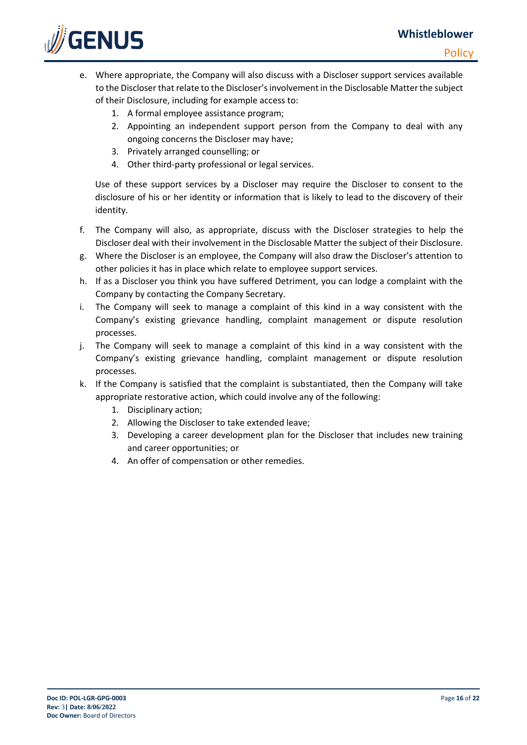e. Where appropriate, the Company will also discuss with a Discloser support services available to the Discloser that relate to the Discloser's involvement in the Disclosable Matter the subject of their Disclosure, including for example access to:
    1. A formal employee assistance program;
    2. Appointing an independent support person from the Company to deal with any ongoing concerns the Discloser may have;
    3. Privately arranged counselling; or
    4. Other third-party professional or legal services.

   Use of these support services by a Discloser may require the Discloser to consent to the disclosure of his or her identity or information that is likely to lead to the discovery of their identity.

f. The Company will also, as appropriate, discuss with the Discloser strategies to help the Discloser deal with their involvement in the Disclosable Matter the subject of their Disclosure.

g. Where the Discloser is an employee, the Company will also draw the Discloser's attention to other policies it has in place which relate to employee support services.

h. If as a Discloser you think you have suffered Detriment, you can lodge a complaint with the Company by contacting the Company Secretary.

i. The Company will seek to manage a complaint of this kind in a way consistent with the Company's existing grievance handling, complaint management or dispute resolution processes.

j. The Company will seek to manage a complaint of this kind in a way consistent with the Company's existing grievance handling, complaint management or dispute resolution processes.

k. If the Company is satisfied that the complaint is substantiated, then the Company will take appropriate restorative action, which could involve any of the following:
    1. Disciplinary action;
    2. Allowing the Discloser to take extended leave;
    3. Developing a career development plan for the Discloser that includes new training and career opportunities; or
    4. An offer of compensation or other remedies.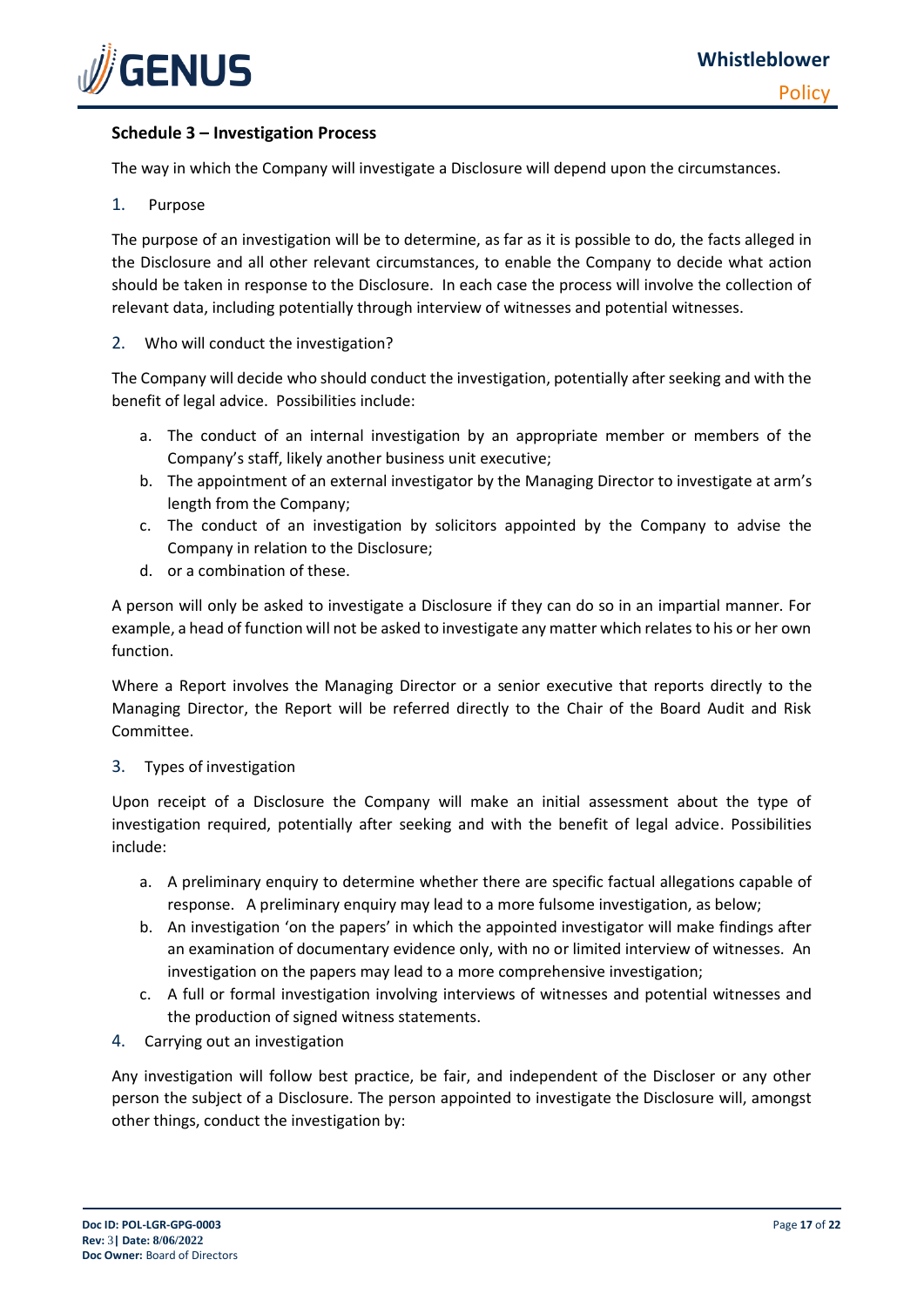## Schedule 3 – Investigation Process

The way in which the Company will investigate a Disclosure will depend upon the circumstances.

### 1. Purpose

The purpose of an investigation will be to determine, as far as it is possible to do, the facts alleged in the Disclosure and all other relevant circumstances, to enable the Company to decide what action should be taken in response to the Disclosure. In each case the process will involve the collection of relevant data, including potentially through interview of witnesses and potential witnesses.

### 2. Who will conduct the investigation?

The Company will decide who should conduct the investigation, potentially after seeking and with the benefit of legal advice. Possibilities include:

a. The conduct of an internal investigation by an appropriate member or members of the Company's staff, likely another business unit executive;
b. The appointment of an external investigator by the Managing Director to investigate at arm's length from the Company;
c. The conduct of an investigation by solicitors appointed by the Company to advise the Company in relation to the Disclosure;
d. or a combination of these.

A person will only be asked to investigate a Disclosure if they can do so in an impartial manner. For example, a head of function will not be asked to investigate any matter which relates to his or her own function.

Where a Report involves the Managing Director or a senior executive that reports directly to the Managing Director, the Report will be referred directly to the Chair of the Board Audit and Risk Committee.

### 3. Types of investigation

Upon receipt of a Disclosure the Company will make an initial assessment about the type of investigation required, potentially after seeking and with the benefit of legal advice. Possibilities include:

a. A preliminary enquiry to determine whether there are specific factual allegations capable of response. A preliminary enquiry may lead to a more fulsome investigation, as below;
b. An investigation 'on the papers' in which the appointed investigator will make findings after an examination of documentary evidence only, with no or limited interview of witnesses. An investigation on the papers may lead to a more comprehensive investigation;
c. A full or formal investigation involving interviews of witnesses and potential witnesses and the production of signed witness statements.

### 4. Carrying out an investigation

Any investigation will follow best practice, be fair, and independent of the Discloser or any other person the subject of a Disclosure. The person appointed to investigate the Disclosure will, amongst other things, conduct the investigation by: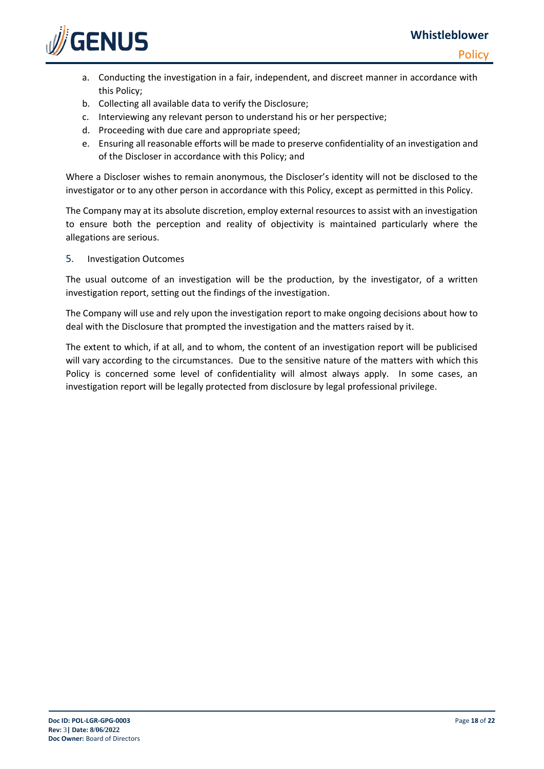a. Conducting the investigation in a fair, independent, and discreet manner in accordance with this Policy;
b. Collecting all available data to verify the Disclosure;
c. Interviewing any relevant person to understand his or her perspective;
d. Proceeding with due care and appropriate speed;
e. Ensuring all reasonable efforts will be made to preserve confidentiality of an investigation and of the Discloser in accordance with this Policy; and

Where a Discloser wishes to remain anonymous, the Discloser's identity will not be disclosed to the investigator or to any other person in accordance with this Policy, except as permitted in this Policy.

The Company may at its absolute discretion, employ external resources to assist with an investigation to ensure both the perception and reality of objectivity is maintained particularly where the allegations are serious.

## 5. Investigation Outcomes

The usual outcome of an investigation will be the production, by the investigator, of a written investigation report, setting out the findings of the investigation.

The Company will use and rely upon the investigation report to make ongoing decisions about how to deal with the Disclosure that prompted the investigation and the matters raised by it.

The extent to which, if at all, and to whom, the content of an investigation report will be publicised will vary according to the circumstances. Due to the sensitive nature of the matters with which this Policy is concerned some level of confidentiality will almost always apply. In some cases, an investigation report will be legally protected from disclosure by legal professional privilege.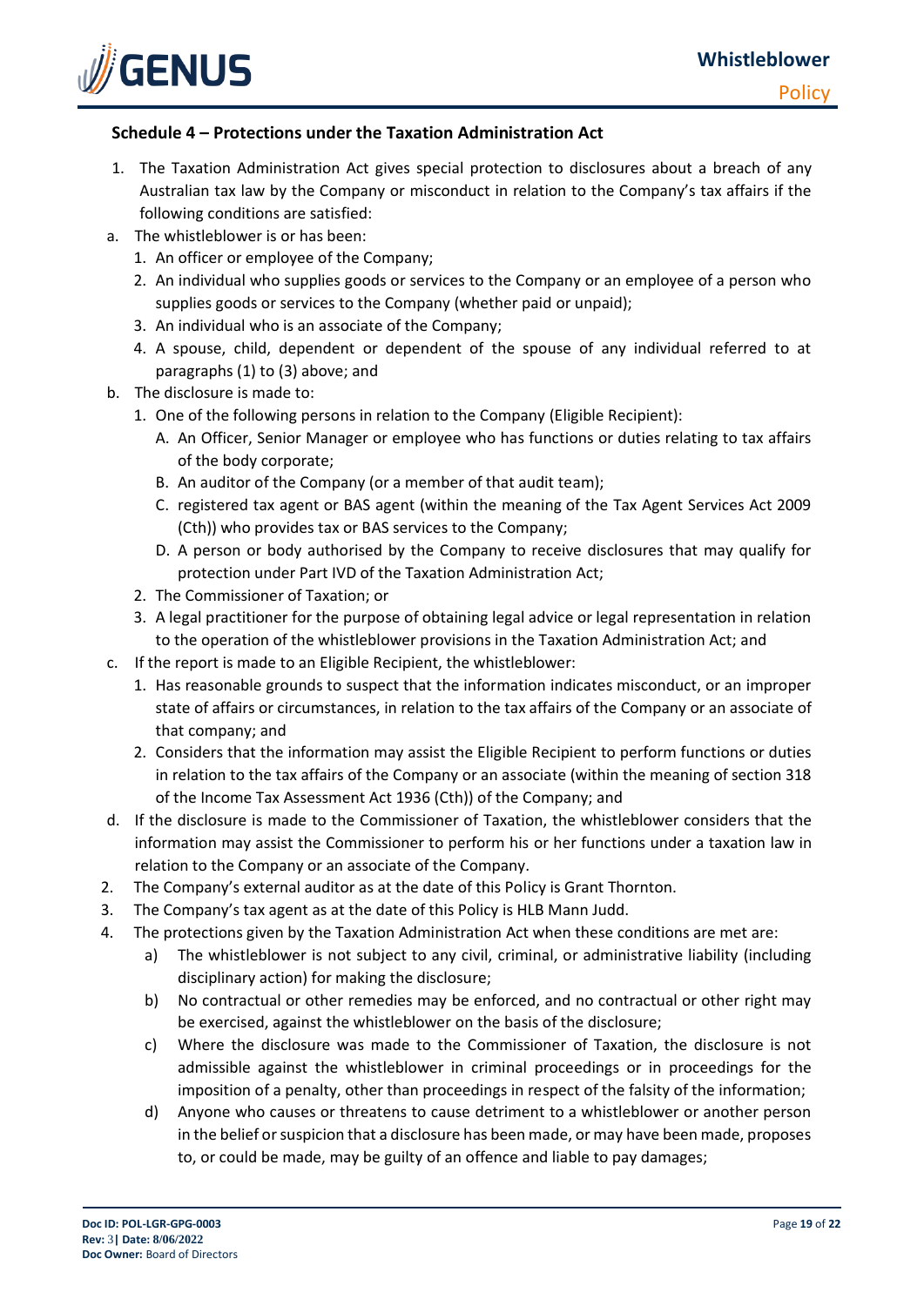## Schedule 4 – Protections under the Taxation Administration Act

1. The Taxation Administration Act gives special protection to disclosures about a breach of any Australian tax law by the Company or misconduct in relation to the Company's tax affairs if the following conditions are satisfied:

a. The whistleblower is or has been:
   1. An officer or employee of the Company;
   2. An individual who supplies goods or services to the Company or an employee of a person who supplies goods or services to the Company (whether paid or unpaid);
   3. An individual who is an associate of the Company;
   4. A spouse, child, dependent or dependent of the spouse of any individual referred to at paragraphs (1) to (3) above; and

b. The disclosure is made to:
   1. One of the following persons in relation to the Company (Eligible Recipient):
      A. An Officer, Senior Manager or employee who has functions or duties relating to tax affairs of the body corporate;
      B. An auditor of the Company (or a member of that audit team);
      C. registered tax agent or BAS agent (within the meaning of the Tax Agent Services Act 2009 (Cth)) who provides tax or BAS services to the Company;
      D. A person or body authorised by the Company to receive disclosures that may qualify for protection under Part IVD of the Taxation Administration Act;
   2. The Commissioner of Taxation; or
   3. A legal practitioner for the purpose of obtaining legal advice or legal representation in relation to the operation of the whistleblower provisions in the Taxation Administration Act; and

c. If the report is made to an Eligible Recipient, the whistleblower:
   1. Has reasonable grounds to suspect that the information indicates misconduct, or an improper state of affairs or circumstances, in relation to the tax affairs of the Company or an associate of that company; and
   2. Considers that the information may assist the Eligible Recipient to perform functions or duties in relation to the tax affairs of the Company or an associate (within the meaning of section 318 of the Income Tax Assessment Act 1936 (Cth)) of the Company; and

d. If the disclosure is made to the Commissioner of Taxation, the whistleblower considers that the information may assist the Commissioner to perform his or her functions under a taxation law in relation to the Company or an associate of the Company.

2. The Company's external auditor as at the date of this Policy is Grant Thornton.
3. The Company's tax agent as at the date of this Policy is HLB Mann Judd.
4. The protections given by the Taxation Administration Act when these conditions are met are:
   a) The whistleblower is not subject to any civil, criminal, or administrative liability (including disciplinary action) for making the disclosure;
   b) No contractual or other remedies may be enforced, and no contractual or other right may be exercised, against the whistleblower on the basis of the disclosure;
   c) Where the disclosure was made to the Commissioner of Taxation, the disclosure is not admissible against the whistleblower in criminal proceedings or in proceedings for the imposition of a penalty, other than proceedings in respect of the falsity of the information;
   d) Anyone who causes or threatens to cause detriment to a whistleblower or another person in the belief or suspicion that a disclosure has been made, or may have been made, proposes to, or could be made, may be guilty of an offence and liable to pay damages;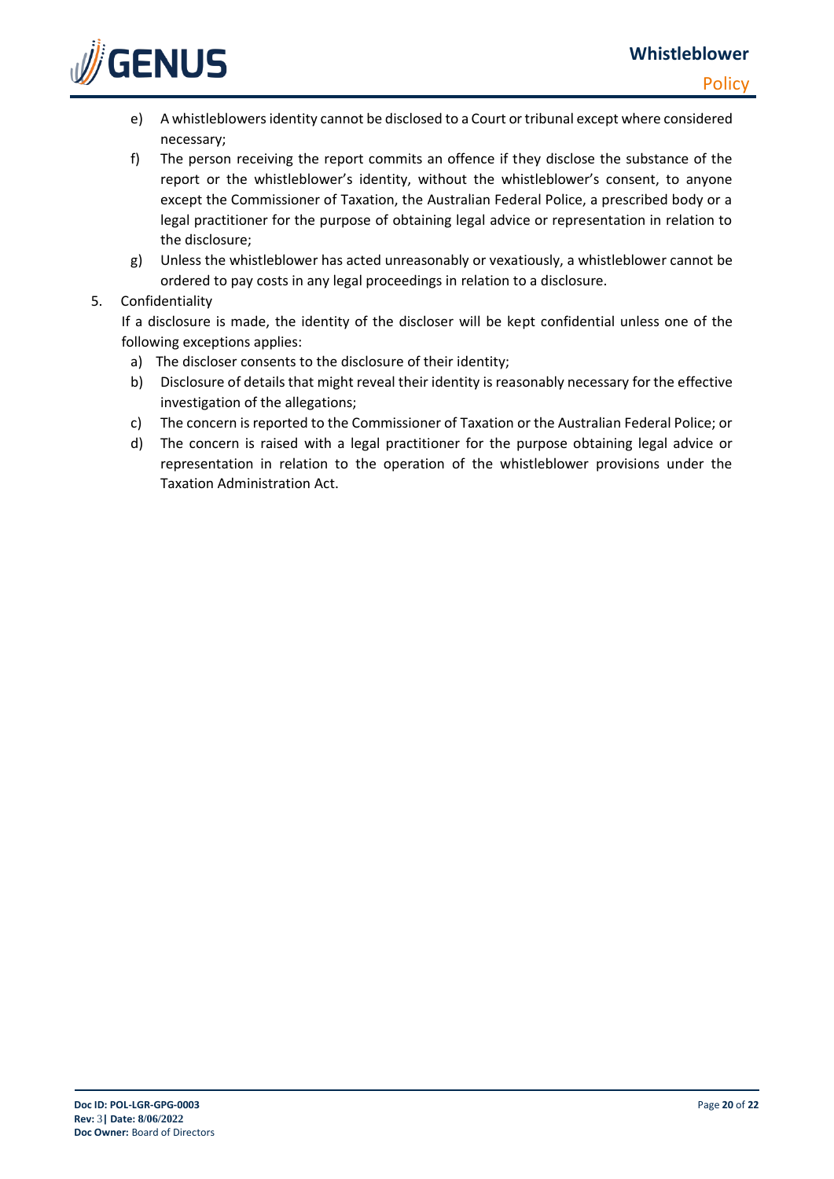e) A whistleblowers identity cannot be disclosed to a Court or tribunal except where considered necessary;

f) The person receiving the report commits an offence if they disclose the substance of the report or the whistleblower's identity, without the whistleblower's consent, to anyone except the Commissioner of Taxation, the Australian Federal Police, a prescribed body or a legal practitioner for the purpose of obtaining legal advice or representation in relation to the disclosure;

g) Unless the whistleblower has acted unreasonably or vexatiously, a whistleblower cannot be ordered to pay costs in any legal proceedings in relation to a disclosure.

5. Confidentiality

   If a disclosure is made, the identity of the discloser will be kept confidential unless one of the following exceptions applies:

   a) The discloser consents to the disclosure of their identity;

   b) Disclosure of details that might reveal their identity is reasonably necessary for the effective investigation of the allegations;

   c) The concern is reported to the Commissioner of Taxation or the Australian Federal Police; or

   d) The concern is raised with a legal practitioner for the purpose obtaining legal advice or representation in relation to the operation of the whistleblower provisions under the Taxation Administration Act.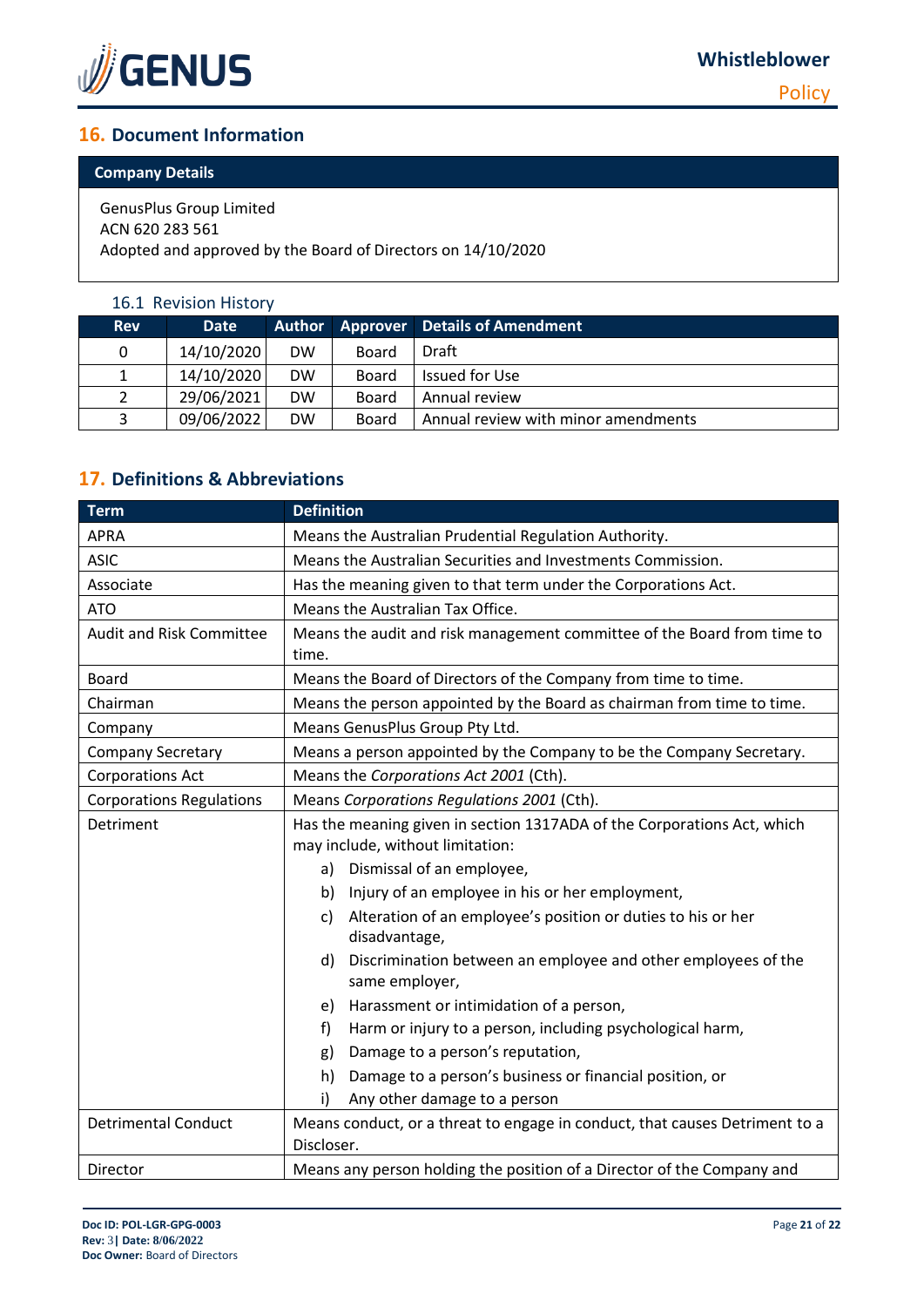## 16. Document Information

| Company Details |
|---|
| GenusPlus Group Limited<br>ACN 620 283 561<br>Adopted and approved by the Board of Directors on 14/10/2020 |

### 16.1 Revision History

| Rev | Date | Author | Approver | Details of Amendment |
|---|---|---|---|---|
| 0 | 14/10/2020 | DW | Board | Draft |
| 1 | 14/10/2020 | DW | Board | Issued for Use |
| 2 | 29/06/2021 | DW | Board | Annual review |
| 3 | 09/06/2022 | DW | Board | Annual review with minor amendments |

## 17. Definitions & Abbreviations

| Term | Definition |
|---|---|
| APRA | Means the Australian Prudential Regulation Authority. |
| ASIC | Means the Australian Securities and Investments Commission. |
| Associate | Has the meaning given to that term under the Corporations Act. |
| ATO | Means the Australian Tax Office. |
| Audit and Risk Committee | Means the audit and risk management committee of the Board from time to time. |
| Board | Means the Board of Directors of the Company from time to time. |
| Chairman | Means the person appointed by the Board as chairman from time to time. |
| Company | Means GenusPlus Group Pty Ltd. |
| Company Secretary | Means a person appointed by the Company to be the Company Secretary. |
| Corporations Act | Means the *Corporations Act 2001* (Cth). |
| Corporations Regulations | Means *Corporations Regulations 2001* (Cth). |
| Detriment | Has the meaning given in section 1317ADA of the Corporations Act, which may include, without limitation:<br>a) Dismissal of an employee,<br>b) Injury of an employee in his or her employment,<br>c) Alteration of an employee's position or duties to his or her disadvantage,<br>d) Discrimination between an employee and other employees of the same employer,<br>e) Harassment or intimidation of a person,<br>f) Harm or injury to a person, including psychological harm,<br>g) Damage to a person's reputation,<br>h) Damage to a person's business or financial position, or<br>i) Any other damage to a person |
| Detrimental Conduct | Means conduct, or a threat to engage in conduct, that causes Detriment to a Discloser. |
| Director | Means any person holding the position of a Director of the Company and |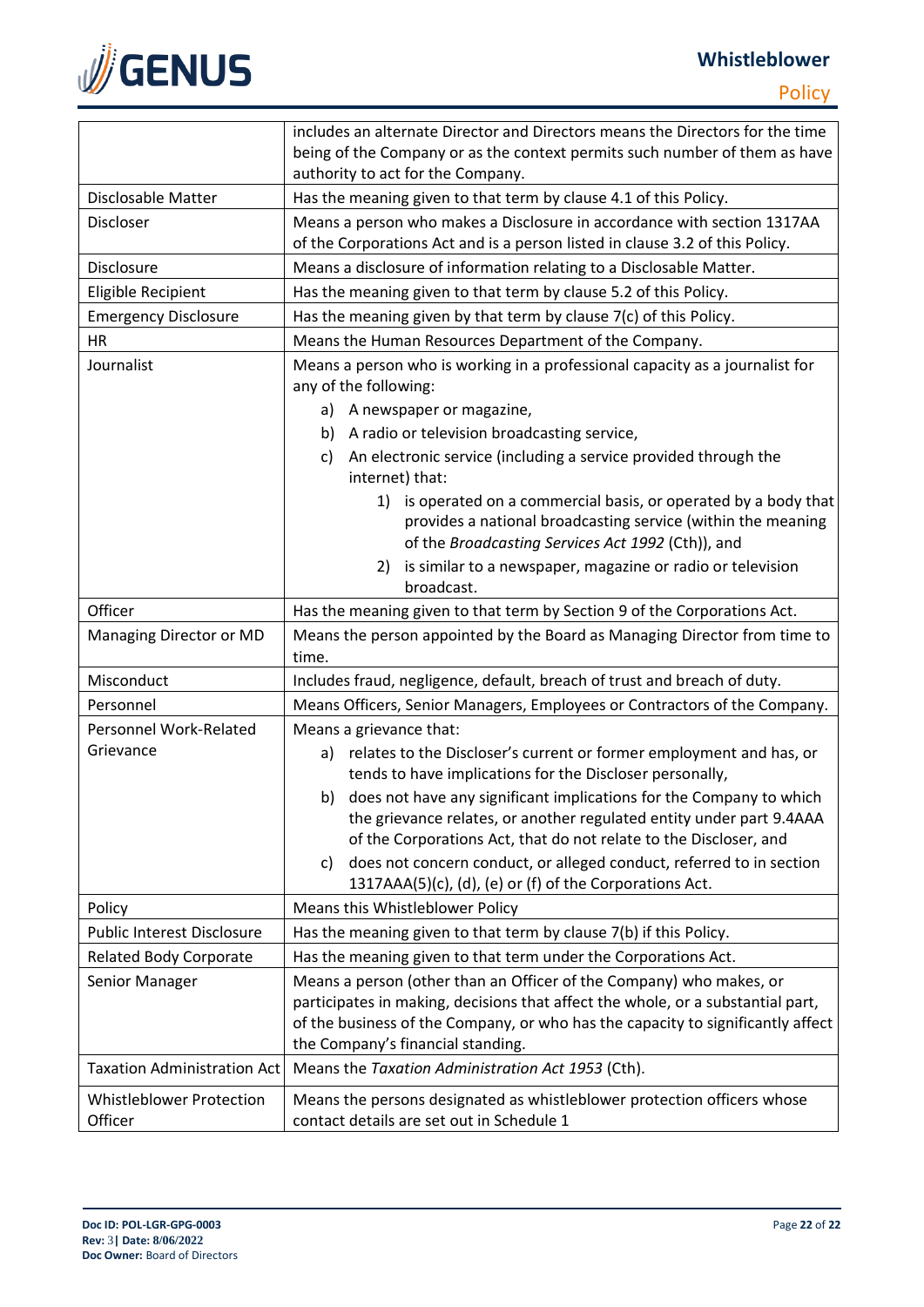| | |
|---|---|
| | includes an alternate Director and Directors means the Directors for the time being of the Company or as the context permits such number of them as have authority to act for the Company. |
| Disclosable Matter | Has the meaning given to that term by clause 4.1 of this Policy. |
| Discloser | Means a person who makes a Disclosure in accordance with section 1317AA of the Corporations Act and is a person listed in clause 3.2 of this Policy. |
| Disclosure | Means a disclosure of information relating to a Disclosable Matter. |
| Eligible Recipient | Has the meaning given to that term by clause 5.2 of this Policy. |
| Emergency Disclosure | Has the meaning given by that term by clause 7(c) of this Policy. |
| HR | Means the Human Resources Department of the Company. |
| Journalist | Means a person who is working in a professional capacity as a journalist for any of the following:<br>a) A newspaper or magazine,<br>b) A radio or television broadcasting service,<br>c) An electronic service (including a service provided through the internet) that:<br>1) is operated on a commercial basis, or operated by a body that provides a national broadcasting service (within the meaning of the *Broadcasting Services Act 1992* (Cth)), and<br>2) is similar to a newspaper, magazine or radio or television broadcast. |
| Officer | Has the meaning given to that term by Section 9 of the Corporations Act. |
| Managing Director or MD | Means the person appointed by the Board as Managing Director from time to time. |
| Misconduct | Includes fraud, negligence, default, breach of trust and breach of duty. |
| Personnel | Means Officers, Senior Managers, Employees or Contractors of the Company. |
| Personnel Work-Related Grievance | Means a grievance that:<br>a) relates to the Discloser's current or former employment and has, or tends to have implications for the Discloser personally,<br>b) does not have any significant implications for the Company to which the grievance relates, or another regulated entity under part 9.4AAA of the Corporations Act, that do not relate to the Discloser, and<br>c) does not concern conduct, or alleged conduct, referred to in section 1317AAA(5)(c), (d), (e) or (f) of the Corporations Act. |
| Policy | Means this Whistleblower Policy |
| Public Interest Disclosure | Has the meaning given to that term by clause 7(b) if this Policy. |
| Related Body Corporate | Has the meaning given to that term under the Corporations Act. |
| Senior Manager | Means a person (other than an Officer of the Company) who makes, or participates in making, decisions that affect the whole, or a substantial part, of the business of the Company, or who has the capacity to significantly affect the Company's financial standing. |
| Taxation Administration Act | Means the *Taxation Administration Act 1953* (Cth). |
| Whistleblower Protection Officer | Means the persons designated as whistleblower protection officers whose contact details are set out in Schedule 1 |